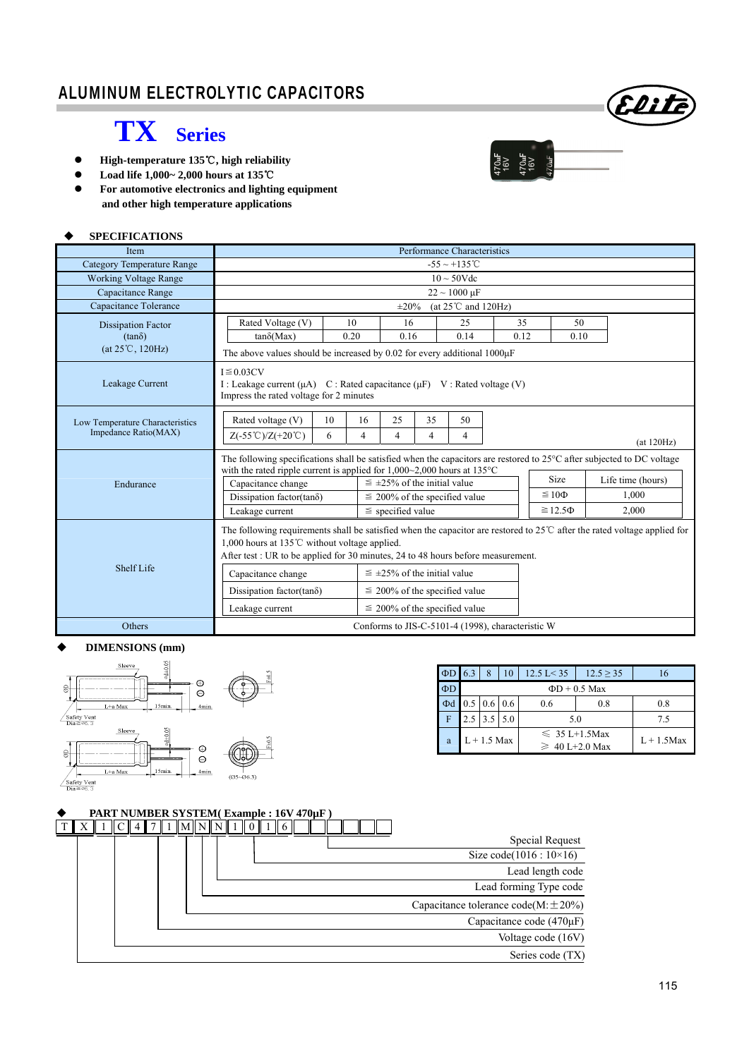# ALUMINUM ELECTROLYTIC CAPACITORS

## TX Series

- High-temperature 135℃, high reliability
- Load life 1,000~ 2,000 hours at 135℃
- For automotive electronics and lighting equipment and other high temperature applications

### ◆ SPECIFICATIONS

| Item | Performance Characteristics |
|---|---|
| Category Temperature Range | -55 ~ +135℃ |
| Working Voltage Range | 10 ~ 50Vdc |
| Capacitance Range | 22 ~ 1000 μF |
| Capacitance Tolerance | ±20% (at 25℃ and 120Hz) |
| Dissipation Factor (tanδ) (at 25℃, 120Hz) | Rated Voltage (V): 10 / 16 / 25 / 35 / 50; tanδ(Max): 0.20 / 0.16 / 0.14 / 0.12 / 0.10. The above values should be increased by 0.02 for every additional 1000μF |
| Leakage Current | I≦0.03CV<br>I : Leakage current (μA) C : Rated capacitance (μF) V : Rated voltage (V)<br>Impress the rated voltage for 2 minutes |
| Low Temperature Characteristics Impedance Ratio(MAX) | Rated voltage (V): 10 / 16 / 25 / 35 / 50; Z(-55℃)/Z(+20℃): 6 / 4 / 4 / 4 / 4 (at 120Hz) |
| Endurance | The following specifications shall be satisfied when the capacitors are restored to 25°C after subjected to DC voltage with the rated ripple current is applied for 1,000~2,000 hours at 135°C<br>Capacitance change: ≦ ±25% of the initial value<br>Dissipation factor(tanδ): ≦ 200% of the specified value<br>Leakage current: ≦ specified value<br>Size / Life time (hours): ≦10Φ: 1,000; ≧12.5Φ: 2,000 |
| Shelf Life | The following requirements shall be satisfied when the capacitor are restored to 25℃ after the rated voltage applied for 1,000 hours at 135℃ without voltage applied.<br>After test : UR to be applied for 30 minutes, 24 to 48 hours before measurement.<br>Capacitance change: ≦ ±25% of the initial value<br>Dissipation factor(tanδ): ≦ 200% of the specified value<br>Leakage current: ≦ 200% of the specified value |
| Others | Conforms to JIS-C-5101-4 (1998), characteristic W |

### ◆ DIMENSIONS (mm)

| ΦD | 6.3 | 8 | 10 | 12.5 L< 35 | 12.5 ≥ 35 | 16 |
|---|---|---|---|---|---|---|
| ΦD | ΦD + 0.5 Max | | | | | |
| Φd | 0.5 | 0.6 | 0.6 | 0.6 | 0.8 | 0.8 |
| F | 2.5 | 3.5 | 5.0 | 5.0 | | 7.5 |
| a | L + 1.5 Max | | | ≤ 35 L+1.5Max<br>≥ 40 L+2.0 Max | | L + 1.5Max |

### ◆ PART NUMBER SYSTEM( Example : 16V 470μF )

T X 1C 471 M N N 1016

- TX: Series code (TX)
- 1C: Voltage code (16V)
- 471: Capacitance code (470μF)
- M: Capacitance tolerance code(M:±20%)
- N: Lead forming Type code
- N: Lead length code
- 1016: Size code(1016 : 10×16)
- Special Request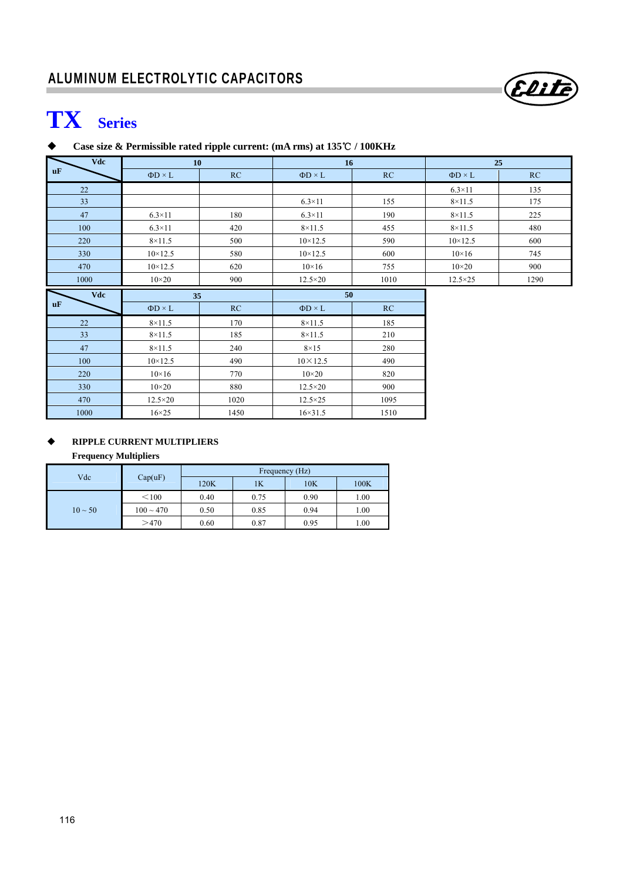## ALUMINUM ELECTROLYTIC CAPACITORS

# TX Series

◆ **Case size & Permissible rated ripple current: (mA rms) at 135℃ / 100KHz**

| Vdc / uF | 10 | | 16 | | 25 | |
|---|---|---|---|---|---|---|
| | ΦD × L | RC | ΦD × L | RC | ΦD × L | RC |
| 22 | | | | | 6.3×11 | 135 |
| 33 | | | 6.3×11 | 155 | 8×11.5 | 175 |
| 47 | 6.3×11 | 180 | 6.3×11 | 190 | 8×11.5 | 225 |
| 100 | 6.3×11 | 420 | 8×11.5 | 455 | 8×11.5 | 480 |
| 220 | 8×11.5 | 500 | 10×12.5 | 590 | 10×12.5 | 600 |
| 330 | 10×12.5 | 580 | 10×12.5 | 600 | 10×16 | 745 |
| 470 | 10×12.5 | 620 | 10×16 | 755 | 10×20 | 900 |
| 1000 | 10×20 | 900 | 12.5×20 | 1010 | 12.5×25 | 1290 |

| Vdc / uF | 35 | | 50 | |
|---|---|---|---|---|
| | ΦD × L | RC | ΦD × L | RC |
| 22 | 8×11.5 | 170 | 8×11.5 | 185 |
| 33 | 8×11.5 | 185 | 8×11.5 | 210 |
| 47 | 8×11.5 | 240 | 8×15 | 280 |
| 100 | 10×12.5 | 490 | 10×12.5 | 490 |
| 220 | 10×16 | 770 | 10×20 | 820 |
| 330 | 10×20 | 880 | 12.5×20 | 900 |
| 470 | 12.5×20 | 1020 | 12.5×25 | 1095 |
| 1000 | 16×25 | 1450 | 16×31.5 | 1510 |

◆ **RIPPLE CURRENT MULTIPLIERS**

**Frequency Multipliers**

| Vdc | Cap(uF) | Frequency (Hz) | | | |
|---|---|---|---|---|---|
| | | 120K | 1K | 10K | 100K |
| 10 ~ 50 | ＜100 | 0.40 | 0.75 | 0.90 | 1.00 |
| | 100 ~ 470 | 0.50 | 0.85 | 0.94 | 1.00 |
| | ＞470 | 0.60 | 0.87 | 0.95 | 1.00 |